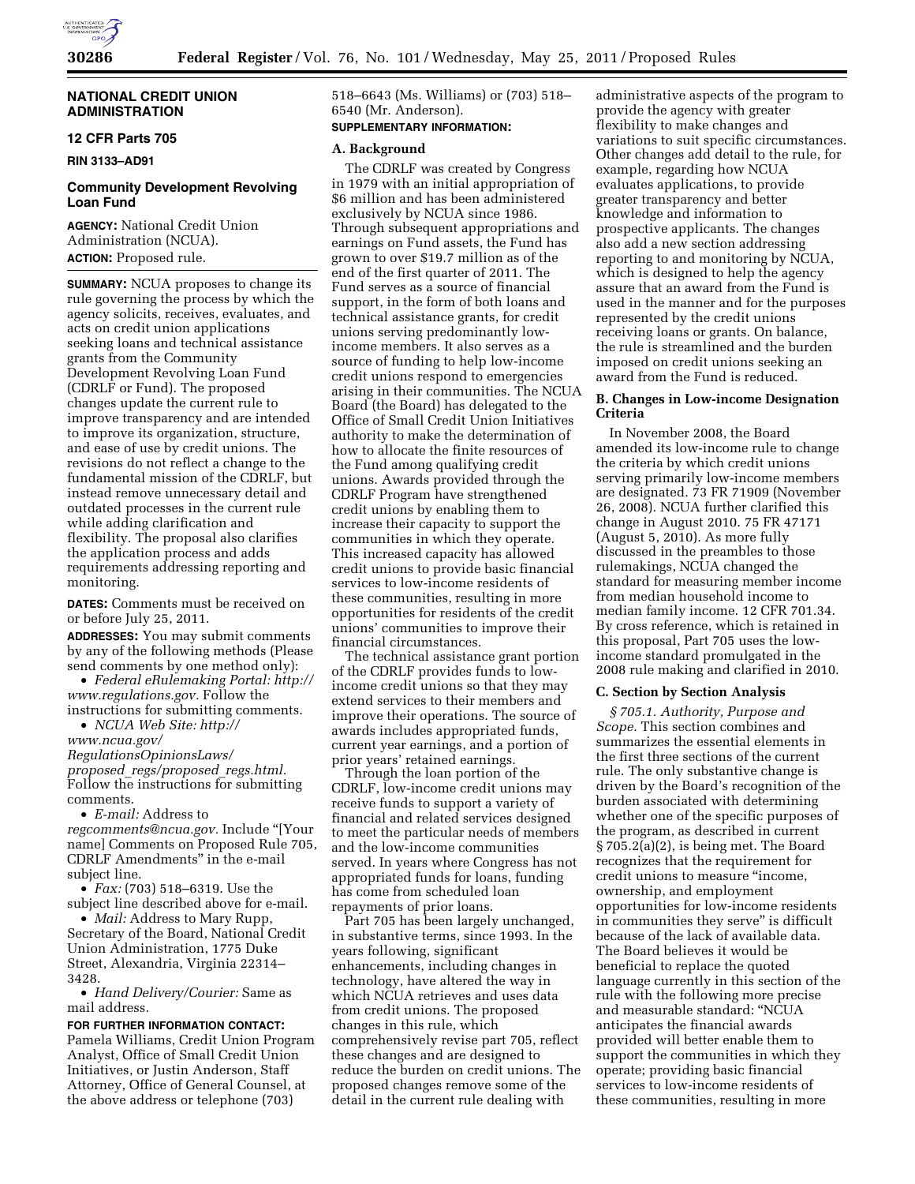## NATIONAL CREDIT UNION ADMINISTRATION

### 12 CFR Parts 705

**RIN 3133–AD91**

### Community Development Revolving Loan Fund

**AGENCY:** National Credit Union Administration (NCUA).

**ACTION:** Proposed rule.

**SUMMARY:** NCUA proposes to change its rule governing the process by which the agency solicits, receives, evaluates, and acts on credit union applications seeking loans and technical assistance grants from the Community Development Revolving Loan Fund (CDRLF or Fund). The proposed changes update the current rule to improve transparency and are intended to improve its organization, structure, and ease of use by credit unions. The revisions do not reflect a change to the fundamental mission of the CDRLF, but instead remove unnecessary detail and outdated processes in the current rule while adding clarification and flexibility. The proposal also clarifies the application process and adds requirements addressing reporting and monitoring.

**DATES:** Comments must be received on or before July 25, 2011.

**ADDRESSES:** You may submit comments by any of the following methods (Please send comments by one method only):

- *Federal eRulemaking Portal: http://www.regulations.gov.* Follow the instructions for submitting comments.
- *NCUA Web Site: http://www.ncua.gov/RegulationsOpinionsLaws/proposed_regs/proposed_regs.html.* Follow the instructions for submitting comments.
- *E-mail:* Address to *regcomments@ncua.gov.* Include "[Your name] Comments on Proposed Rule 705, CDRLF Amendments" in the e-mail subject line.
- *Fax:* (703) 518–6319. Use the subject line described above for e-mail.
- *Mail:* Address to Mary Rupp, Secretary of the Board, National Credit Union Administration, 1775 Duke Street, Alexandria, Virginia 22314–3428.
- *Hand Delivery/Courier:* Same as mail address.

**FOR FURTHER INFORMATION CONTACT:** Pamela Williams, Credit Union Program Analyst, Office of Small Credit Union Initiatives, or Justin Anderson, Staff Attorney, Office of General Counsel, at the above address or telephone (703) 518–6643 (Ms. Williams) or (703) 518–6540 (Mr. Anderson).

**SUPPLEMENTARY INFORMATION:**

#### A. Background

The CDRLF was created by Congress in 1979 with an initial appropriation of $6 million and has been administered exclusively by NCUA since 1986. Through subsequent appropriations and earnings on Fund assets, the Fund has grown to over $19.7 million as of the end of the first quarter of 2011. The Fund serves as a source of financial support, in the form of both loans and technical assistance grants, for credit unions serving predominantly low-income members. It also serves as a source of funding to help low-income credit unions respond to emergencies arising in their communities. The NCUA Board (the Board) has delegated to the Office of Small Credit Union Initiatives authority to make the determination of how to allocate the finite resources of the Fund among qualifying credit unions. Awards provided through the CDRLF Program have strengthened credit unions by enabling them to increase their capacity to support the communities in which they operate. This increased capacity has allowed credit unions to provide basic financial services to low-income residents of these communities, resulting in more opportunities for residents of the credit unions' communities to improve their financial circumstances.

The technical assistance grant portion of the CDRLF provides funds to low-income credit unions so that they may extend services to their members and improve their operations. The source of awards includes appropriated funds, current year earnings, and a portion of prior years' retained earnings.

Through the loan portion of the CDRLF, low-income credit unions may receive funds to support a variety of financial and related services designed to meet the particular needs of members and the low-income communities served. In years where Congress has not appropriated funds for loans, funding has come from scheduled loan repayments of prior loans.

Part 705 has been largely unchanged, in substantive terms, since 1993. In the years following, significant enhancements, including changes in technology, have altered the way in which NCUA retrieves and uses data from credit unions. The proposed changes in this rule, which comprehensively revise part 705, reflect these changes and are designed to reduce the burden on credit unions. The proposed changes remove some of the detail in the current rule dealing with administrative aspects of the program to provide the agency with greater flexibility to make changes and variations to suit specific circumstances. Other changes add detail to the rule, for example, regarding how NCUA evaluates applications, to provide greater transparency and better knowledge and information to prospective applicants. The changes also add a new section addressing reporting to and monitoring by NCUA, which is designed to help the agency assure that an award from the Fund is used in the manner and for the purposes represented by the credit unions receiving loans or grants. On balance, the rule is streamlined and the burden imposed on credit unions seeking an award from the Fund is reduced.

#### B. Changes in Low-income Designation Criteria

In November 2008, the Board amended its low-income rule to change the criteria by which credit unions serving primarily low-income members are designated. 73 FR 71909 (November 26, 2008). NCUA further clarified this change in August 2010. 75 FR 47171 (August 5, 2010). As more fully discussed in the preambles to those rulemakings, NCUA changed the standard for measuring member income from median household income to median family income. 12 CFR 701.34. By cross reference, which is retained in this proposal, Part 705 uses the low-income standard promulgated in the 2008 rule making and clarified in 2010.

#### C. Section by Section Analysis

*§ 705.1. Authority, Purpose and Scope.* This section combines and summarizes the essential elements in the first three sections of the current rule. The only substantive change is driven by the Board's recognition of the burden associated with determining whether one of the specific purposes of the program, as described in current § 705.2(a)(2), is being met. The Board recognizes that the requirement for credit unions to measure "income, ownership, and employment opportunities for low-income residents in communities they serve" is difficult because of the lack of available data. The Board believes it would be beneficial to replace the quoted language currently in this section of the rule with the following more precise and measurable standard: "NCUA anticipates the financial awards provided will better enable them to support the communities in which they operate; providing basic financial services to low-income residents of these communities, resulting in more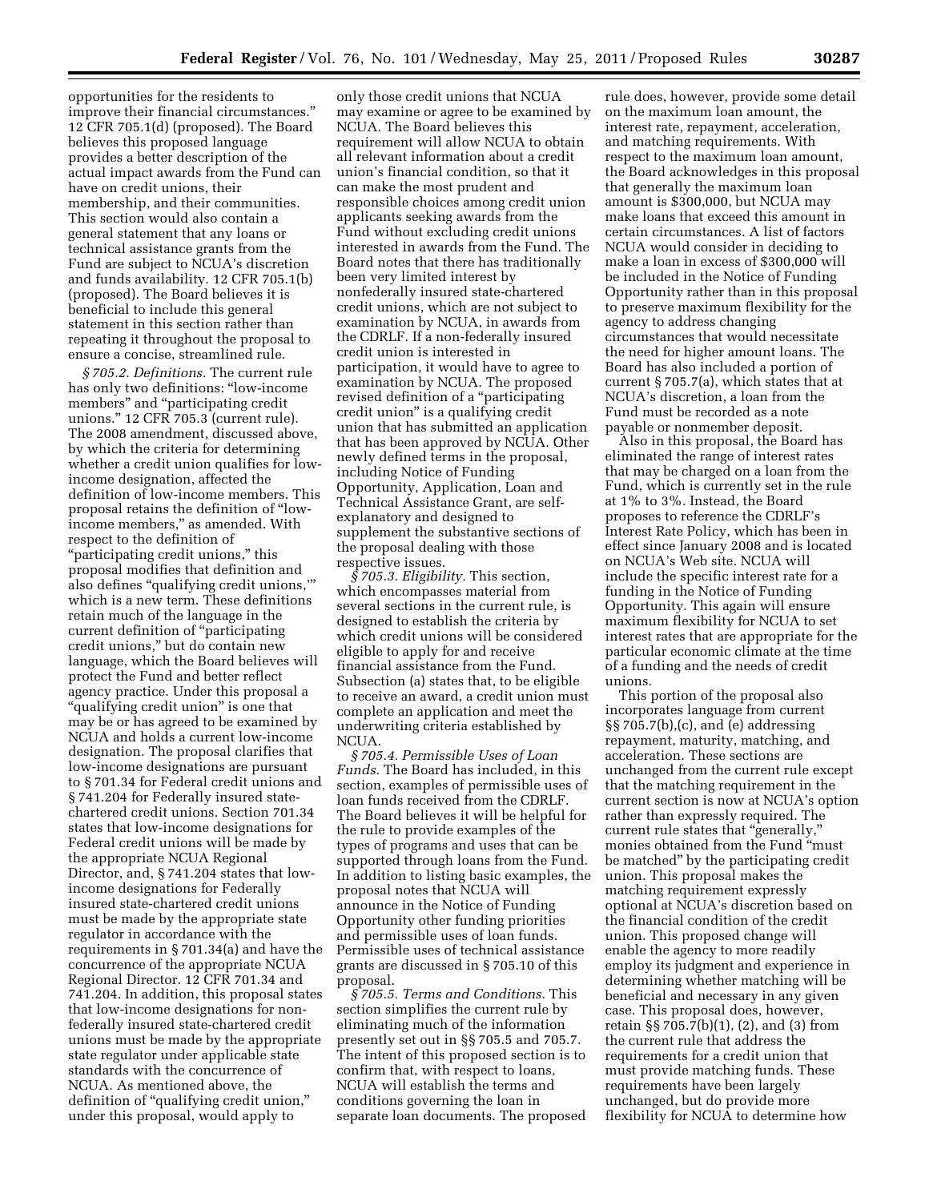opportunities for the residents to improve their financial circumstances." 12 CFR 705.1(d) (proposed). The Board believes this proposed language provides a better description of the actual impact awards from the Fund can have on credit unions, their membership, and their communities. This section would also contain a general statement that any loans or technical assistance grants from the Fund are subject to NCUA's discretion and funds availability. 12 CFR 705.1(b) (proposed). The Board believes it is beneficial to include this general statement in this section rather than repeating it throughout the proposal to ensure a concise, streamlined rule.

*§ 705.2. Definitions.* The current rule has only two definitions: "low-income members" and "participating credit unions." 12 CFR 705.3 (current rule). The 2008 amendment, discussed above, by which the criteria for determining whether a credit union qualifies for low-income designation, affected the definition of low-income members. This proposal retains the definition of "low-income members," as amended. With respect to the definition of "participating credit unions," this proposal modifies that definition and also defines "qualifying credit unions,'" which is a new term. These definitions retain much of the language in the current definition of "participating credit unions," but do contain new language, which the Board believes will protect the Fund and better reflect agency practice. Under this proposal a "qualifying credit union" is one that may be or has agreed to be examined by NCUA and holds a current low-income designation. The proposal clarifies that low-income designations are pursuant to § 701.34 for Federal credit unions and § 741.204 for Federally insured state-chartered credit unions. Section 701.34 states that low-income designations for Federal credit unions will be made by the appropriate NCUA Regional Director, and, § 741.204 states that low-income designations for Federally insured state-chartered credit unions must be made by the appropriate state regulator in accordance with the requirements in § 701.34(a) and have the concurrence of the appropriate NCUA Regional Director. 12 CFR 701.34 and 741.204. In addition, this proposal states that low-income designations for non-federally insured state-chartered credit unions must be made by the appropriate state regulator under applicable state standards with the concurrence of NCUA. As mentioned above, the definition of "qualifying credit union," under this proposal, would apply to only those credit unions that NCUA may examine or agree to be examined by NCUA. The Board believes this requirement will allow NCUA to obtain all relevant information about a credit union's financial condition, so that it can make the most prudent and responsible choices among credit union applicants seeking awards from the Fund without excluding credit unions interested in awards from the Fund. The Board notes that there has traditionally been very limited interest by nonfederally insured state-chartered credit unions, which are not subject to examination by NCUA, in awards from the CDRLF. If a non-federally insured credit union is interested in participation, it would have to agree to examination by NCUA. The proposed revised definition of a "participating credit union" is a qualifying credit union that has submitted an application that has been approved by NCUA. Other newly defined terms in the proposal, including Notice of Funding Opportunity, Application, Loan and Technical Assistance Grant, are self-explanatory and designed to supplement the substantive sections of the proposal dealing with those respective issues.

*§ 705.3. Eligibility.* This section, which encompasses material from several sections in the current rule, is designed to establish the criteria by which credit unions will be considered eligible to apply for and receive financial assistance from the Fund. Subsection (a) states that, to be eligible to receive an award, a credit union must complete an application and meet the underwriting criteria established by NCUA.

*§ 705.4. Permissible Uses of Loan Funds.* The Board has included, in this section, examples of permissible uses of loan funds received from the CDRLF. The Board believes it will be helpful for the rule to provide examples of the types of programs and uses that can be supported through loans from the Fund. In addition to listing basic examples, the proposal notes that NCUA will announce in the Notice of Funding Opportunity other funding priorities and permissible uses of loan funds. Permissible uses of technical assistance grants are discussed in § 705.10 of this proposal.

*§ 705.5. Terms and Conditions.* This section simplifies the current rule by eliminating much of the information presently set out in §§ 705.5 and 705.7. The intent of this proposed section is to confirm that, with respect to loans, NCUA will establish the terms and conditions governing the loan in separate loan documents. The proposed rule does, however, provide some detail on the maximum loan amount, the interest rate, repayment, acceleration, and matching requirements. With respect to the maximum loan amount, the Board acknowledges in this proposal that generally the maximum loan amount is $300,000, but NCUA may make loans that exceed this amount in certain circumstances. A list of factors NCUA would consider in deciding to make a loan in excess of $300,000 will be included in the Notice of Funding Opportunity rather than in this proposal to preserve maximum flexibility for the agency to address changing circumstances that would necessitate the need for higher amount loans. The Board has also included a portion of current § 705.7(a), which states that at NCUA's discretion, a loan from the Fund must be recorded as a note payable or nonmember deposit.

Also in this proposal, the Board has eliminated the range of interest rates that may be charged on a loan from the Fund, which is currently set in the rule at 1% to 3%. Instead, the Board proposes to reference the CDRLF's Interest Rate Policy, which has been in effect since January 2008 and is located on NCUA's Web site. NCUA will include the specific interest rate for a funding in the Notice of Funding Opportunity. This again will ensure maximum flexibility for NCUA to set interest rates that are appropriate for the particular economic climate at the time of a funding and the needs of credit unions.

This portion of the proposal also incorporates language from current §§ 705.7(b),(c), and (e) addressing repayment, maturity, matching, and acceleration. These sections are unchanged from the current rule except that the matching requirement in the current section is now at NCUA's option rather than expressly required. The current rule states that "generally," monies obtained from the Fund "must be matched" by the participating credit union. This proposal makes the matching requirement expressly optional at NCUA's discretion based on the financial condition of the credit union. This proposed change will enable the agency to more readily employ its judgment and experience in determining whether matching will be beneficial and necessary in any given case. This proposal does, however, retain §§ 705.7(b)(1), (2), and (3) from the current rule that address the requirements for a credit union that must provide matching funds. These requirements have been largely unchanged, but do provide more flexibility for NCUA to determine how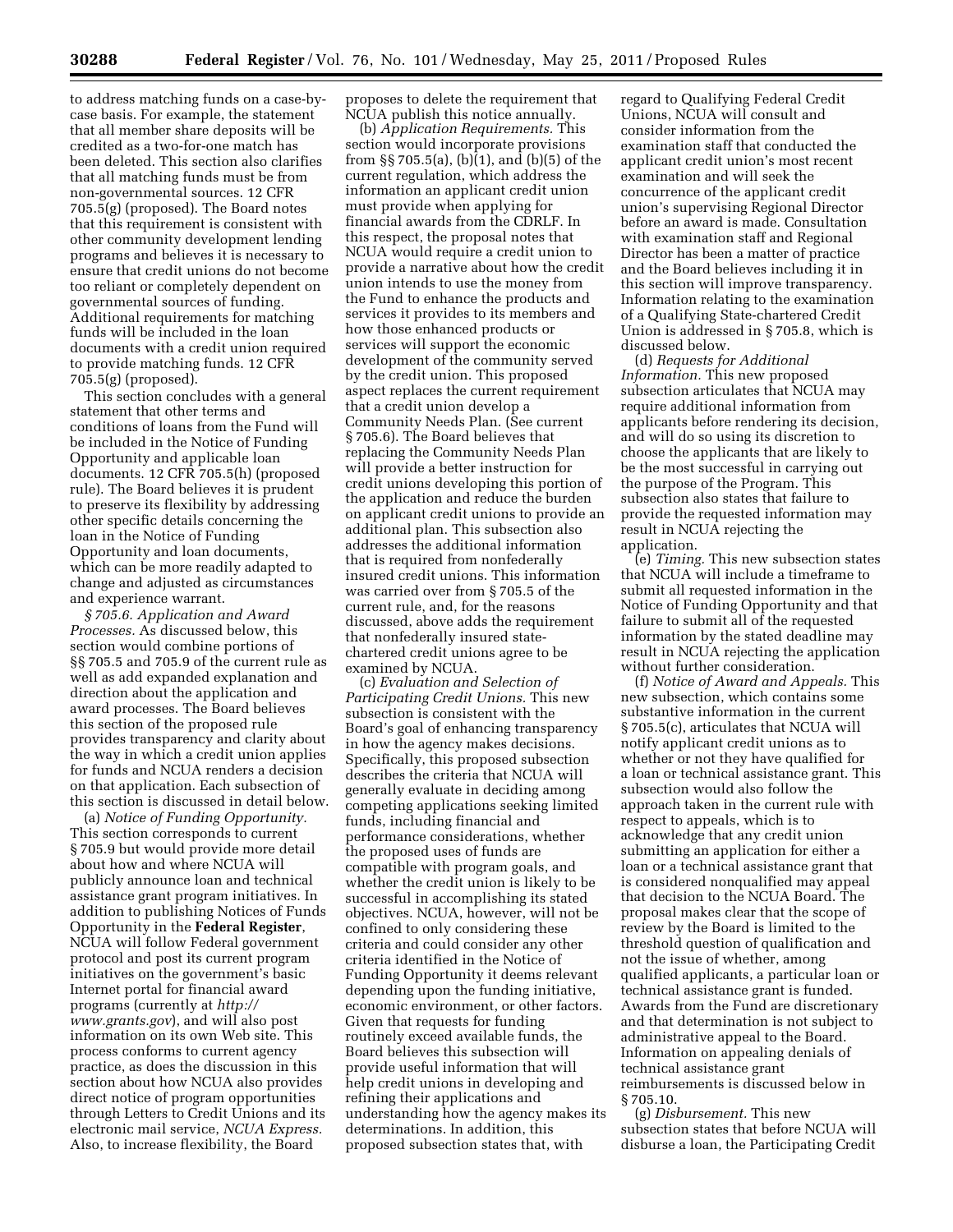to address matching funds on a case-by-case basis. For example, the statement that all member share deposits will be credited as a two-for-one match has been deleted. This section also clarifies that all matching funds must be from non-governmental sources. 12 CFR 705.5(g) (proposed). The Board notes that this requirement is consistent with other community development lending programs and believes it is necessary to ensure that credit unions do not become too reliant or completely dependent on governmental sources of funding. Additional requirements for matching funds will be included in the loan documents with a credit union required to provide matching funds. 12 CFR 705.5(g) (proposed).

This section concludes with a general statement that other terms and conditions of loans from the Fund will be included in the Notice of Funding Opportunity and applicable loan documents. 12 CFR 705.5(h) (proposed rule). The Board believes it is prudent to preserve its flexibility by addressing other specific details concerning the loan in the Notice of Funding Opportunity and loan documents, which can be more readily adapted to change and adjusted as circumstances and experience warrant.

*§ 705.6. Application and Award Processes.* As discussed below, this section would combine portions of §§ 705.5 and 705.9 of the current rule as well as add expanded explanation and direction about the application and award processes. The Board believes this section of the proposed rule provides transparency and clarity about the way in which a credit union applies for funds and NCUA renders a decision on that application. Each subsection of this section is discussed in detail below.

(a) *Notice of Funding Opportunity.* This section corresponds to current § 705.9 but would provide more detail about how and where NCUA will publicly announce loan and technical assistance grant program initiatives. In addition to publishing Notices of Funds Opportunity in the **Federal Register**, NCUA will follow Federal government protocol and post its current program initiatives on the government's basic Internet portal for financial award programs (currently at *http://www.grants.gov*), and will also post information on its own Web site. This process conforms to current agency practice, as does the discussion in this section about how NCUA also provides direct notice of program opportunities through Letters to Credit Unions and its electronic mail service, *NCUA Express*. Also, to increase flexibility, the Board proposes to delete the requirement that NCUA publish this notice annually.

(b) *Application Requirements.* This section would incorporate provisions from §§ 705.5(a), (b)(1), and (b)(5) of the current regulation, which address the information an applicant credit union must provide when applying for financial awards from the CDRLF. In this respect, the proposal notes that NCUA would require a credit union to provide a narrative about how the credit union intends to use the money from the Fund to enhance the products and services it provides to its members and how those enhanced products or services will support the economic development of the community served by the credit union. This proposed aspect replaces the current requirement that a credit union develop a Community Needs Plan. (See current § 705.6). The Board believes that replacing the Community Needs Plan will provide a better instruction for credit unions developing this portion of the application and reduce the burden on applicant credit unions to provide an additional plan. This subsection also addresses the additional information that is required from nonfederally insured credit unions. This information was carried over from § 705.5 of the current rule, and, for the reasons discussed, above adds the requirement that nonfederally insured state-chartered credit unions agree to be examined by NCUA.

(c) *Evaluation and Selection of Participating Credit Unions.* This new subsection is consistent with the Board's goal of enhancing transparency in how the agency makes decisions. Specifically, this proposed subsection describes the criteria that NCUA will generally evaluate in deciding among competing applications seeking limited funds, including financial and performance considerations, whether the proposed uses of funds are compatible with program goals, and whether the credit union is likely to be successful in accomplishing its stated objectives. NCUA, however, will not be confined to only considering these criteria and could consider any other criteria identified in the Notice of Funding Opportunity it deems relevant depending upon the funding initiative, economic environment, or other factors. Given that requests for funding routinely exceed available funds, the Board believes this subsection will provide useful information that will help credit unions in developing and refining their applications and understanding how the agency makes its determinations. In addition, this proposed subsection states that, with regard to Qualifying Federal Credit Unions, NCUA will consult and consider information from the examination staff that conducted the applicant credit union's most recent examination and will seek the concurrence of the applicant credit union's supervising Regional Director before an award is made. Consultation with examination staff and Regional Director has been a matter of practice and the Board believes including it in this section will improve transparency. Information relating to the examination of a Qualifying State-chartered Credit Union is addressed in § 705.8, which is discussed below.

(d) *Requests for Additional Information.* This new proposed subsection articulates that NCUA may require additional information from applicants before rendering its decision, and will do so using its discretion to choose the applicants that are likely to be the most successful in carrying out the purpose of the Program. This subsection also states that failure to provide the requested information may result in NCUA rejecting the application.

(e) *Timing.* This new subsection states that NCUA will include a timeframe to submit all requested information in the Notice of Funding Opportunity and that failure to submit all of the requested information by the stated deadline may result in NCUA rejecting the application without further consideration.

(f) *Notice of Award and Appeals.* This new subsection, which contains some substantive information in the current § 705.5(c), articulates that NCUA will notify applicant credit unions as to whether or not they have qualified for a loan or technical assistance grant. This subsection would also follow the approach taken in the current rule with respect to appeals, which is to acknowledge that any credit union submitting an application for either a loan or a technical assistance grant that is considered nonqualified may appeal that decision to the NCUA Board. The proposal makes clear that the scope of review by the Board is limited to the threshold question of qualification and not the issue of whether, among qualified applicants, a particular loan or technical assistance grant is funded. Awards from the Fund are discretionary and that determination is not subject to administrative appeal to the Board. Information on appealing denials of technical assistance grant reimbursements is discussed below in § 705.10.

(g) *Disbursement.* This new subsection states that before NCUA will disburse a loan, the Participating Credit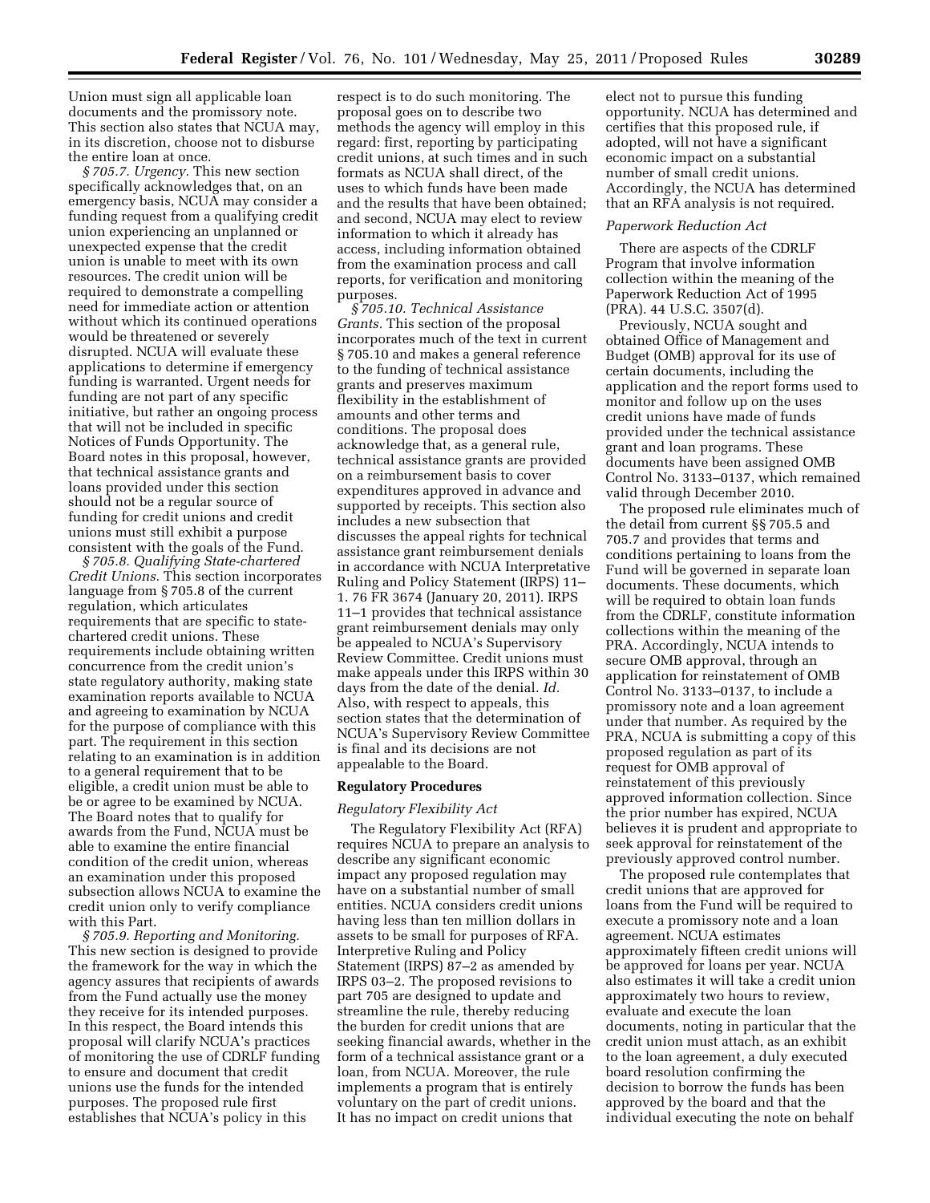Union must sign all applicable loan documents and the promissory note. This section also states that NCUA may, in its discretion, choose not to disburse the entire loan at once.

*§ 705.7. Urgency.* This new section specifically acknowledges that, on an emergency basis, NCUA may consider a funding request from a qualifying credit union experiencing an unplanned or unexpected expense that the credit union is unable to meet with its own resources. The credit union will be required to demonstrate a compelling need for immediate action or attention without which its continued operations would be threatened or severely disrupted. NCUA will evaluate these applications to determine if emergency funding is warranted. Urgent needs for funding are not part of any specific initiative, but rather an ongoing process that will not be included in specific Notices of Funds Opportunity. The Board notes in this proposal, however, that technical assistance grants and loans provided under this section should not be a regular source of funding for credit unions and credit unions must still exhibit a purpose consistent with the goals of the Fund.

*§ 705.8. Qualifying State-chartered Credit Unions.* This section incorporates language from § 705.8 of the current regulation, which articulates requirements that are specific to state-chartered credit unions. These requirements include obtaining written concurrence from the credit union's state regulatory authority, making state examination reports available to NCUA and agreeing to examination by NCUA for the purpose of compliance with this part. The requirement in this section relating to an examination is in addition to a general requirement that to be eligible, a credit union must be able to be or agree to be examined by NCUA. The Board notes that to qualify for awards from the Fund, NCUA must be able to examine the entire financial condition of the credit union, whereas an examination under this proposed subsection allows NCUA to examine the credit union only to verify compliance with this Part.

*§ 705.9. Reporting and Monitoring.* This new section is designed to provide the framework for the way in which the agency assures that recipients of awards from the Fund actually use the money they receive for its intended purposes. In this respect, the Board intends this proposal will clarify NCUA's practices of monitoring the use of CDRLF funding to ensure and document that credit unions use the funds for the intended purposes. The proposed rule first establishes that NCUA's policy in this respect is to do such monitoring. The proposal goes on to describe two methods the agency will employ in this regard: first, reporting by participating credit unions, at such times and in such formats as NCUA shall direct, of the uses to which funds have been made and the results that have been obtained; and second, NCUA may elect to review information to which it already has access, including information obtained from the examination process and call reports, for verification and monitoring purposes.

*§ 705.10. Technical Assistance Grants.* This section of the proposal incorporates much of the text in current § 705.10 and makes a general reference to the funding of technical assistance grants and preserves maximum flexibility in the establishment of amounts and other terms and conditions. The proposal does acknowledge that, as a general rule, technical assistance grants are provided on a reimbursement basis to cover expenditures approved in advance and supported by receipts. This section also includes a new subsection that discusses the appeal rights for technical assistance grant reimbursement denials in accordance with NCUA Interpretative Ruling and Policy Statement (IRPS) 11–1. 76 FR 3674 (January 20, 2011). IRPS 11–1 provides that technical assistance grant reimbursement denials may only be appealed to NCUA's Supervisory Review Committee. Credit unions must make appeals under this IRPS within 30 days from the date of the denial. *Id.* Also, with respect to appeals, this section states that the determination of NCUA's Supervisory Review Committee is final and its decisions are not appealable to the Board.

## Regulatory Procedures

### *Regulatory Flexibility Act*

The Regulatory Flexibility Act (RFA) requires NCUA to prepare an analysis to describe any significant economic impact any proposed regulation may have on a substantial number of small entities. NCUA considers credit unions having less than ten million dollars in assets to be small for purposes of RFA. Interpretive Ruling and Policy Statement (IRPS) 87–2 as amended by IRPS 03–2. The proposed revisions to part 705 are designed to update and streamline the rule, thereby reducing the burden for credit unions that are seeking financial awards, whether in the form of a technical assistance grant or a loan, from NCUA. Moreover, the rule implements a program that is entirely voluntary on the part of credit unions. It has no impact on credit unions that elect not to pursue this funding opportunity. NCUA has determined and certifies that this proposed rule, if adopted, will not have a significant economic impact on a substantial number of small credit unions. Accordingly, the NCUA has determined that an RFA analysis is not required.

### *Paperwork Reduction Act*

There are aspects of the CDRLF Program that involve information collection within the meaning of the Paperwork Reduction Act of 1995 (PRA). 44 U.S.C. 3507(d).

Previously, NCUA sought and obtained Office of Management and Budget (OMB) approval for its use of certain documents, including the application and the report forms used to monitor and follow up on the uses credit unions have made of funds provided under the technical assistance grant and loan programs. These documents have been assigned OMB Control No. 3133–0137, which remained valid through December 2010.

The proposed rule eliminates much of the detail from current §§ 705.5 and 705.7 and provides that terms and conditions pertaining to loans from the Fund will be governed in separate loan documents. These documents, which will be required to obtain loan funds from the CDRLF, constitute information collections within the meaning of the PRA. Accordingly, NCUA intends to secure OMB approval, through an application for reinstatement of OMB Control No. 3133–0137, to include a promissory note and a loan agreement under that number. As required by the PRA, NCUA is submitting a copy of this proposed regulation as part of its request for OMB approval of reinstatement of this previously approved information collection. Since the prior number has expired, NCUA believes it is prudent and appropriate to seek approval for reinstatement of the previously approved control number.

The proposed rule contemplates that credit unions that are approved for loans from the Fund will be required to execute a promissory note and a loan agreement. NCUA estimates approximately fifteen credit unions will be approved for loans per year. NCUA also estimates it will take a credit union approximately two hours to review, evaluate and execute the loan documents, noting in particular that the credit union must attach, as an exhibit to the loan agreement, a duly executed board resolution confirming the decision to borrow the funds has been approved by the board and that the individual executing the note on behalf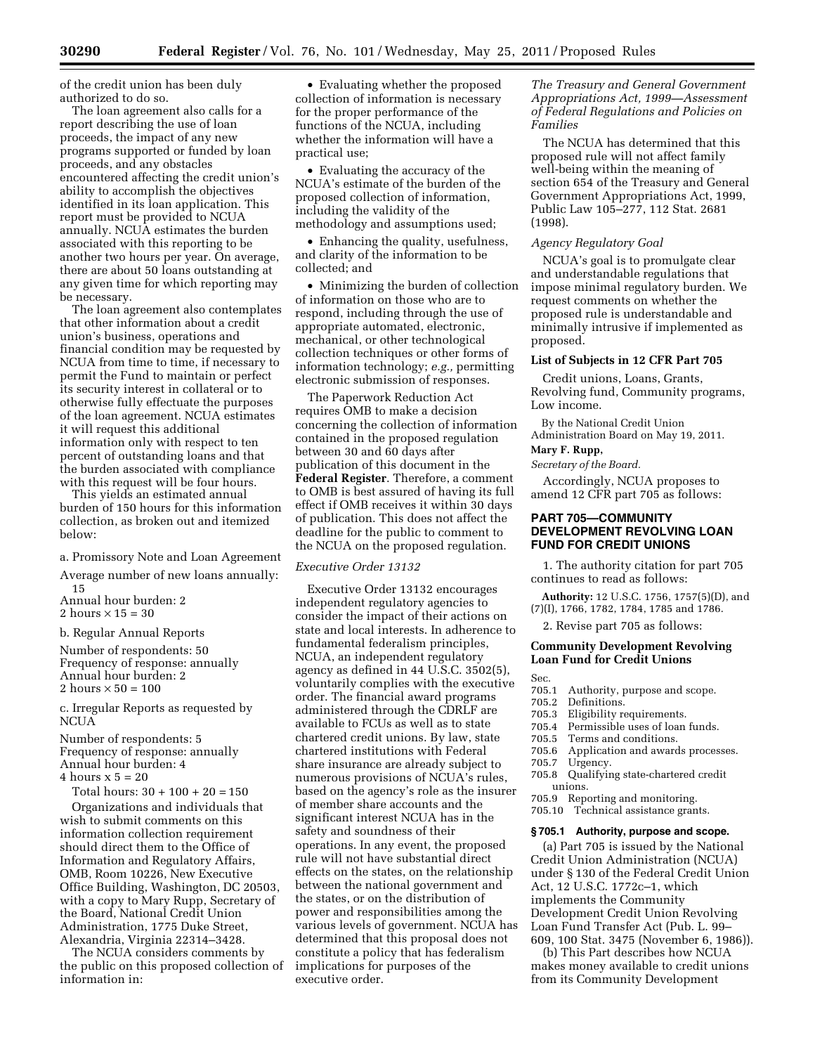of the credit union has been duly authorized to do so.

The loan agreement also calls for a report describing the use of loan proceeds, the impact of any new programs supported or funded by loan proceeds, and any obstacles encountered affecting the credit union's ability to accomplish the objectives identified in its loan application. This report must be provided to NCUA annually. NCUA estimates the burden associated with this reporting to be another two hours per year. On average, there are about 50 loans outstanding at any given time for which reporting may be necessary.

The loan agreement also contemplates that other information about a credit union's business, operations and financial condition may be requested by NCUA from time to time, if necessary to permit the Fund to maintain or perfect its security interest in collateral or to otherwise fully effectuate the purposes of the loan agreement. NCUA estimates it will request this additional information only with respect to ten percent of outstanding loans and that the burden associated with compliance with this request will be four hours.

This yields an estimated annual burden of 150 hours for this information collection, as broken out and itemized below:

a. Promissory Note and Loan Agreement

Average number of new loans annually: 15
Annual hour burden: 2
2 hours × 15 = 30

b. Regular Annual Reports

Number of respondents: 50
Frequency of response: annually
Annual hour burden: 2
2 hours × 50 = 100

c. Irregular Reports as requested by NCUA

Number of respondents: 5
Frequency of response: annually
Annual hour burden: 4
4 hours x 5 = 20

Total hours: 30 + 100 + 20 = 150

Organizations and individuals that wish to submit comments on this information collection requirement should direct them to the Office of Information and Regulatory Affairs, OMB, Room 10226, New Executive Office Building, Washington, DC 20503, with a copy to Mary Rupp, Secretary of the Board, National Credit Union Administration, 1775 Duke Street, Alexandria, Virginia 22314–3428.

The NCUA considers comments by the public on this proposed collection of information in:

- Evaluating whether the proposed collection of information is necessary for the proper performance of the functions of the NCUA, including whether the information will have a practical use;
- Evaluating the accuracy of the NCUA's estimate of the burden of the proposed collection of information, including the validity of the methodology and assumptions used;
- Enhancing the quality, usefulness, and clarity of the information to be collected; and
- Minimizing the burden of collection of information on those who are to respond, including through the use of appropriate automated, electronic, mechanical, or other technological collection techniques or other forms of information technology; *e.g.,* permitting electronic submission of responses.

The Paperwork Reduction Act requires OMB to make a decision concerning the collection of information contained in the proposed regulation between 30 and 60 days after publication of this document in the **Federal Register**. Therefore, a comment to OMB is best assured of having its full effect if OMB receives it within 30 days of publication. This does not affect the deadline for the public to comment to the NCUA on the proposed regulation.

*Executive Order 13132*

Executive Order 13132 encourages independent regulatory agencies to consider the impact of their actions on state and local interests. In adherence to fundamental federalism principles, NCUA, an independent regulatory agency as defined in 44 U.S.C. 3502(5), voluntarily complies with the executive order. The financial award programs administered through the CDRLF are available to FCUs as well as to state chartered credit unions. By law, state chartered institutions with Federal share insurance are already subject to numerous provisions of NCUA's rules, based on the agency's role as the insurer of member share accounts and the significant interest NCUA has in the safety and soundness of their operations. In any event, the proposed rule will not have substantial direct effects on the states, on the relationship between the national government and the states, or on the distribution of power and responsibilities among the various levels of government. NCUA has determined that this proposal does not constitute a policy that has federalism implications for purposes of the executive order.

*The Treasury and General Government Appropriations Act, 1999—Assessment of Federal Regulations and Policies on Families*

The NCUA has determined that this proposed rule will not affect family well-being within the meaning of section 654 of the Treasury and General Government Appropriations Act, 1999, Public Law 105–277, 112 Stat. 2681 (1998).

*Agency Regulatory Goal*

NCUA's goal is to promulgate clear and understandable regulations that impose minimal regulatory burden. We request comments on whether the proposed rule is understandable and minimally intrusive if implemented as proposed.

**List of Subjects in 12 CFR Part 705**

Credit unions, Loans, Grants, Revolving fund, Community programs, Low income.

By the National Credit Union Administration Board on May 19, 2011.

**Mary F. Rupp,**

*Secretary of the Board.*

Accordingly, NCUA proposes to amend 12 CFR part 705 as follows:

## PART 705—COMMUNITY DEVELOPMENT REVOLVING LOAN FUND FOR CREDIT UNIONS

1. The authority citation for part 705 continues to read as follows:

**Authority:** 12 U.S.C. 1756, 1757(5)(D), and (7)(I), 1766, 1782, 1784, 1785 and 1786.

2. Revise part 705 as follows:

### Community Development Revolving Loan Fund for Credit Unions

Sec.
705.1 Authority, purpose and scope.
705.2 Definitions.
705.3 Eligibility requirements.
705.4 Permissible uses of loan funds.
705.5 Terms and conditions.
705.6 Application and awards processes.
705.7 Urgency.
705.8 Qualifying state-chartered credit unions.
705.9 Reporting and monitoring.
705.10 Technical assistance grants.

### § 705.1 Authority, purpose and scope.

(a) Part 705 is issued by the National Credit Union Administration (NCUA) under § 130 of the Federal Credit Union Act, 12 U.S.C. 1772c–1, which implements the Community Development Credit Union Revolving Loan Fund Transfer Act (Pub. L. 99–609, 100 Stat. 3475 (November 6, 1986)).

(b) This Part describes how NCUA makes money available to credit unions from its Community Development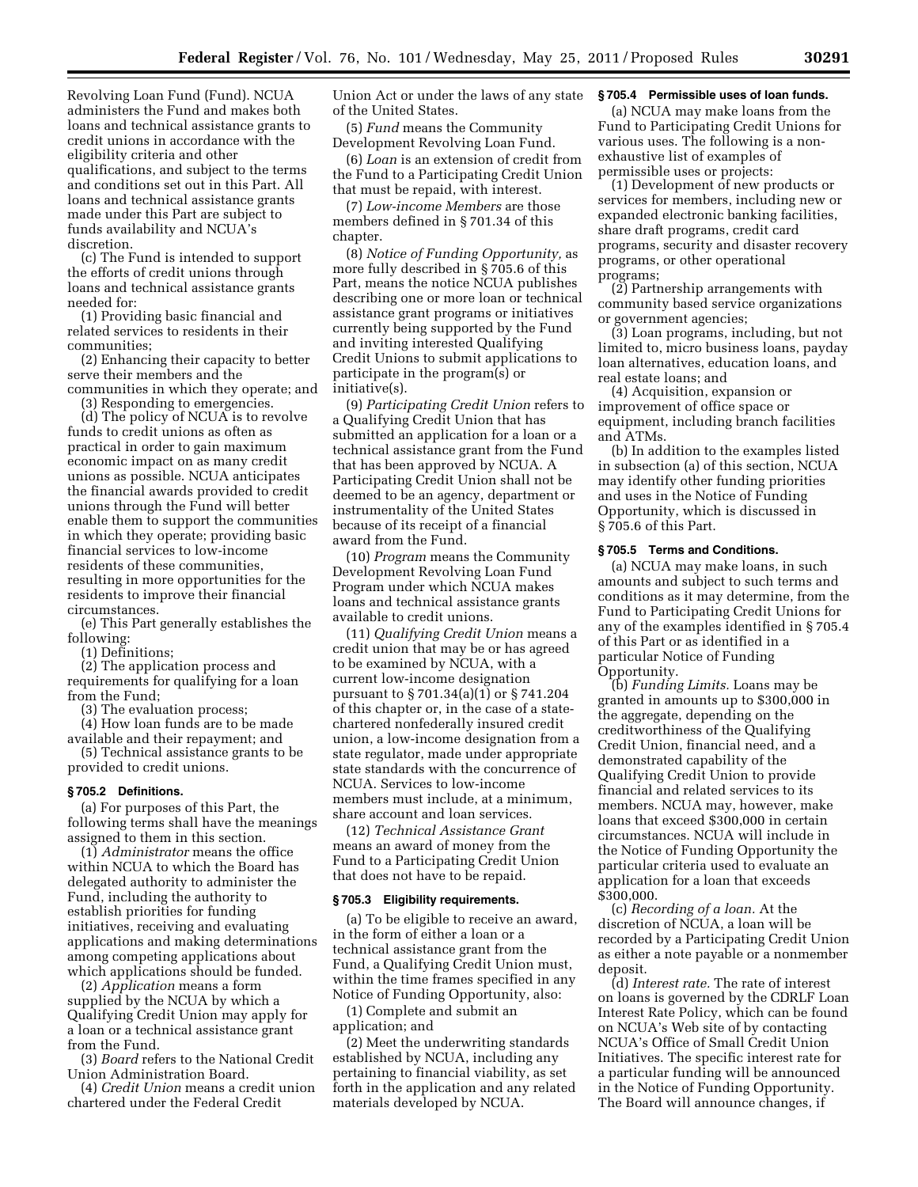Revolving Loan Fund (Fund). NCUA administers the Fund and makes both loans and technical assistance grants to credit unions in accordance with the eligibility criteria and other qualifications, and subject to the terms and conditions set out in this Part. All loans and technical assistance grants made under this Part are subject to funds availability and NCUA's discretion.

(c) The Fund is intended to support the efforts of credit unions through loans and technical assistance grants needed for:

(1) Providing basic financial and related services to residents in their communities;

(2) Enhancing their capacity to better serve their members and the communities in which they operate; and

(3) Responding to emergencies.

(d) The policy of NCUA is to revolve funds to credit unions as often as practical in order to gain maximum economic impact on as many credit unions as possible. NCUA anticipates the financial awards provided to credit unions through the Fund will better enable them to support the communities in which they operate; providing basic financial services to low-income residents of these communities, resulting in more opportunities for the residents to improve their financial circumstances.

(e) This Part generally establishes the following:

(1) Definitions;

(2) The application process and requirements for qualifying for a loan from the Fund;

(3) The evaluation process;

(4) How loan funds are to be made available and their repayment; and

(5) Technical assistance grants to be provided to credit unions.

### § 705.2 Definitions.

(a) For purposes of this Part, the following terms shall have the meanings assigned to them in this section.

(1) *Administrator* means the office within NCUA to which the Board has delegated authority to administer the Fund, including the authority to establish priorities for funding initiatives, receiving and evaluating applications and making determinations among competing applications about which applications should be funded.

(2) *Application* means a form supplied by the NCUA by which a Qualifying Credit Union may apply for a loan or a technical assistance grant from the Fund.

(3) *Board* refers to the National Credit Union Administration Board.

(4) *Credit Union* means a credit union chartered under the Federal Credit Union Act or under the laws of any state of the United States.

(5) *Fund* means the Community Development Revolving Loan Fund.

(6) *Loan* is an extension of credit from the Fund to a Participating Credit Union that must be repaid, with interest.

(7) *Low-income Members* are those members defined in § 701.34 of this chapter.

(8) *Notice of Funding Opportunity,* as more fully described in § 705.6 of this Part, means the notice NCUA publishes describing one or more loan or technical assistance grant programs or initiatives currently being supported by the Fund and inviting interested Qualifying Credit Unions to submit applications to participate in the program(s) or initiative(s).

(9) *Participating Credit Union* refers to a Qualifying Credit Union that has submitted an application for a loan or a technical assistance grant from the Fund that has been approved by NCUA. A Participating Credit Union shall not be deemed to be an agency, department or instrumentality of the United States because of its receipt of a financial award from the Fund.

(10) *Program* means the Community Development Revolving Loan Fund Program under which NCUA makes loans and technical assistance grants available to credit unions.

(11) *Qualifying Credit Union* means a credit union that may be or has agreed to be examined by NCUA, with a current low-income designation pursuant to § 701.34(a)(1) or § 741.204 of this chapter or, in the case of a state-chartered nonfederally insured credit union, a low-income designation from a state regulator, made under appropriate state standards with the concurrence of NCUA. Services to low-income members must include, at a minimum, share account and loan services.

(12) *Technical Assistance Grant* means an award of money from the Fund to a Participating Credit Union that does not have to be repaid.

### § 705.3 Eligibility requirements.

(a) To be eligible to receive an award, in the form of either a loan or a technical assistance grant from the Fund, a Qualifying Credit Union must, within the time frames specified in any Notice of Funding Opportunity, also:

(1) Complete and submit an application; and

(2) Meet the underwriting standards established by NCUA, including any pertaining to financial viability, as set forth in the application and any related materials developed by NCUA.

### § 705.4 Permissible uses of loan funds.

(a) NCUA may make loans from the Fund to Participating Credit Unions for various uses. The following is a non-exhaustive list of examples of permissible uses or projects:

(1) Development of new products or services for members, including new or expanded electronic banking facilities, share draft programs, credit card programs, security and disaster recovery programs, or other operational programs;

(2) Partnership arrangements with community based service organizations or government agencies;

(3) Loan programs, including, but not limited to, micro business loans, payday loan alternatives, education loans, and real estate loans; and

(4) Acquisition, expansion or improvement of office space or equipment, including branch facilities and ATMs.

(b) In addition to the examples listed in subsection (a) of this section, NCUA may identify other funding priorities and uses in the Notice of Funding Opportunity, which is discussed in § 705.6 of this Part.

### § 705.5 Terms and Conditions.

(a) NCUA may make loans, in such amounts and subject to such terms and conditions as it may determine, from the Fund to Participating Credit Unions for any of the examples identified in § 705.4 of this Part or as identified in a particular Notice of Funding Opportunity.

(b) *Funding Limits.* Loans may be granted in amounts up to $300,000 in the aggregate, depending on the creditworthiness of the Qualifying Credit Union, financial need, and a demonstrated capability of the Qualifying Credit Union to provide financial and related services to its members. NCUA may, however, make loans that exceed $300,000 in certain circumstances. NCUA will include in the Notice of Funding Opportunity the particular criteria used to evaluate an application for a loan that exceeds $300,000.

(c) *Recording of a loan.* At the discretion of NCUA, a loan will be recorded by a Participating Credit Union as either a note payable or a nonmember deposit.

(d) *Interest rate.* The rate of interest on loans is governed by the CDRLF Loan Interest Rate Policy, which can be found on NCUA's Web site of by contacting NCUA's Office of Small Credit Union Initiatives. The specific interest rate for a particular funding will be announced in the Notice of Funding Opportunity. The Board will announce changes, if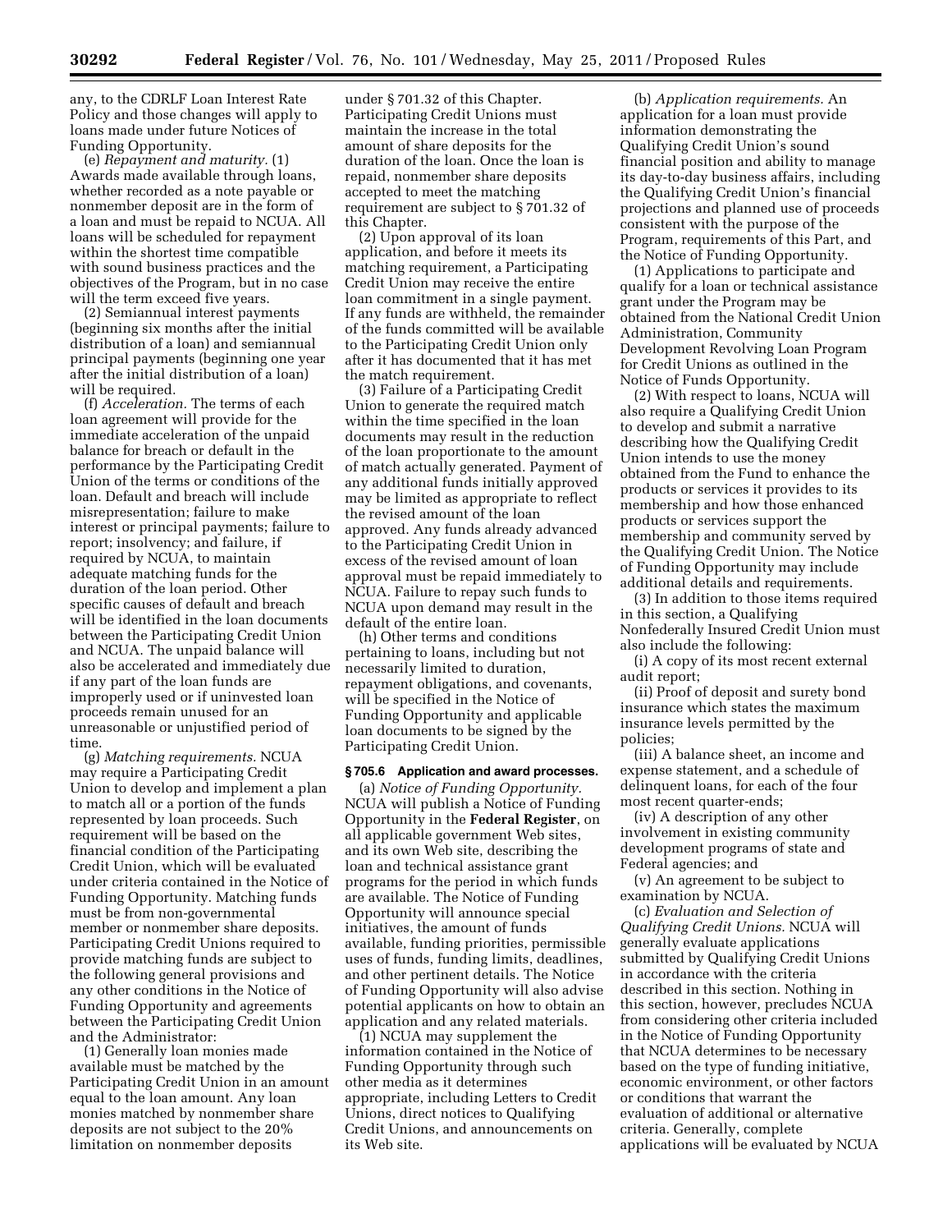any, to the CDRLF Loan Interest Rate Policy and those changes will apply to loans made under future Notices of Funding Opportunity.

(e) *Repayment and maturity.* (1) Awards made available through loans, whether recorded as a note payable or nonmember deposit are in the form of a loan and must be repaid to NCUA. All loans will be scheduled for repayment within the shortest time compatible with sound business practices and the objectives of the Program, but in no case will the term exceed five years.

(2) Semiannual interest payments (beginning six months after the initial distribution of a loan) and semiannual principal payments (beginning one year after the initial distribution of a loan) will be required.

(f) *Acceleration.* The terms of each loan agreement will provide for the immediate acceleration of the unpaid balance for breach or default in the performance by the Participating Credit Union of the terms or conditions of the loan. Default and breach will include misrepresentation; failure to make interest or principal payments; failure to report; insolvency; and failure, if required by NCUA, to maintain adequate matching funds for the duration of the loan period. Other specific causes of default and breach will be identified in the loan documents between the Participating Credit Union and NCUA. The unpaid balance will also be accelerated and immediately due if any part of the loan funds are improperly used or if uninvested loan proceeds remain unused for an unreasonable or unjustified period of time.

(g) *Matching requirements.* NCUA may require a Participating Credit Union to develop and implement a plan to match all or a portion of the funds represented by loan proceeds. Such requirement will be based on the financial condition of the Participating Credit Union, which will be evaluated under criteria contained in the Notice of Funding Opportunity. Matching funds must be from non-governmental member or nonmember share deposits. Participating Credit Unions required to provide matching funds are subject to the following general provisions and any other conditions in the Notice of Funding Opportunity and agreements between the Participating Credit Union and the Administrator:

(1) Generally loan monies made available must be matched by the Participating Credit Union in an amount equal to the loan amount. Any loan monies matched by nonmember share deposits are not subject to the 20% limitation on nonmember deposits under § 701.32 of this Chapter. Participating Credit Unions must maintain the increase in the total amount of share deposits for the duration of the loan. Once the loan is repaid, nonmember share deposits accepted to meet the matching requirement are subject to § 701.32 of this Chapter.

(2) Upon approval of its loan application, and before it meets its matching requirement, a Participating Credit Union may receive the entire loan commitment in a single payment. If any funds are withheld, the remainder of the funds committed will be available to the Participating Credit Union only after it has documented that it has met the match requirement.

(3) Failure of a Participating Credit Union to generate the required match within the time specified in the loan documents may result in the reduction of the loan proportionate to the amount of match actually generated. Payment of any additional funds initially approved may be limited as appropriate to reflect the revised amount of the loan approved. Any funds already advanced to the Participating Credit Union in excess of the revised amount of loan approval must be repaid immediately to NCUA. Failure to repay such funds to NCUA upon demand may result in the default of the entire loan.

(h) Other terms and conditions pertaining to loans, including but not necessarily limited to duration, repayment obligations, and covenants, will be specified in the Notice of Funding Opportunity and applicable loan documents to be signed by the Participating Credit Union.

**§ 705.6 Application and award processes.**

(a) *Notice of Funding Opportunity.* NCUA will publish a Notice of Funding Opportunity in the **Federal Register**, on all applicable government Web sites, and its own Web site, describing the loan and technical assistance grant programs for the period in which funds are available. The Notice of Funding Opportunity will announce special initiatives, the amount of funds available, funding priorities, permissible uses of funds, funding limits, deadlines, and other pertinent details. The Notice of Funding Opportunity will also advise potential applicants on how to obtain an application and any related materials.

(1) NCUA may supplement the information contained in the Notice of Funding Opportunity through such other media as it determines appropriate, including Letters to Credit Unions, direct notices to Qualifying Credit Unions, and announcements on its Web site.

(b) *Application requirements.* An application for a loan must provide information demonstrating the Qualifying Credit Union's sound financial position and ability to manage its day-to-day business affairs, including the Qualifying Credit Union's financial projections and planned use of proceeds consistent with the purpose of the Program, requirements of this Part, and the Notice of Funding Opportunity.

(1) Applications to participate and qualify for a loan or technical assistance grant under the Program may be obtained from the National Credit Union Administration, Community Development Revolving Loan Program for Credit Unions as outlined in the Notice of Funds Opportunity.

(2) With respect to loans, NCUA will also require a Qualifying Credit Union to develop and submit a narrative describing how the Qualifying Credit Union intends to use the money obtained from the Fund to enhance the products or services it provides to its membership and how those enhanced products or services support the membership and community served by the Qualifying Credit Union. The Notice of Funding Opportunity may include additional details and requirements.

(3) In addition to those items required in this section, a Qualifying Nonfederally Insured Credit Union must also include the following:

(i) A copy of its most recent external audit report;

(ii) Proof of deposit and surety bond insurance which states the maximum insurance levels permitted by the policies;

(iii) A balance sheet, an income and expense statement, and a schedule of delinquent loans, for each of the four most recent quarter-ends;

(iv) A description of any other involvement in existing community development programs of state and Federal agencies; and

(v) An agreement to be subject to examination by NCUA.

(c) *Evaluation and Selection of Qualifying Credit Unions.* NCUA will generally evaluate applications submitted by Qualifying Credit Unions in accordance with the criteria described in this section. Nothing in this section, however, precludes NCUA from considering other criteria included in the Notice of Funding Opportunity that NCUA determines to be necessary based on the type of funding initiative, economic environment, or other factors or conditions that warrant the evaluation of additional or alternative criteria. Generally, complete applications will be evaluated by NCUA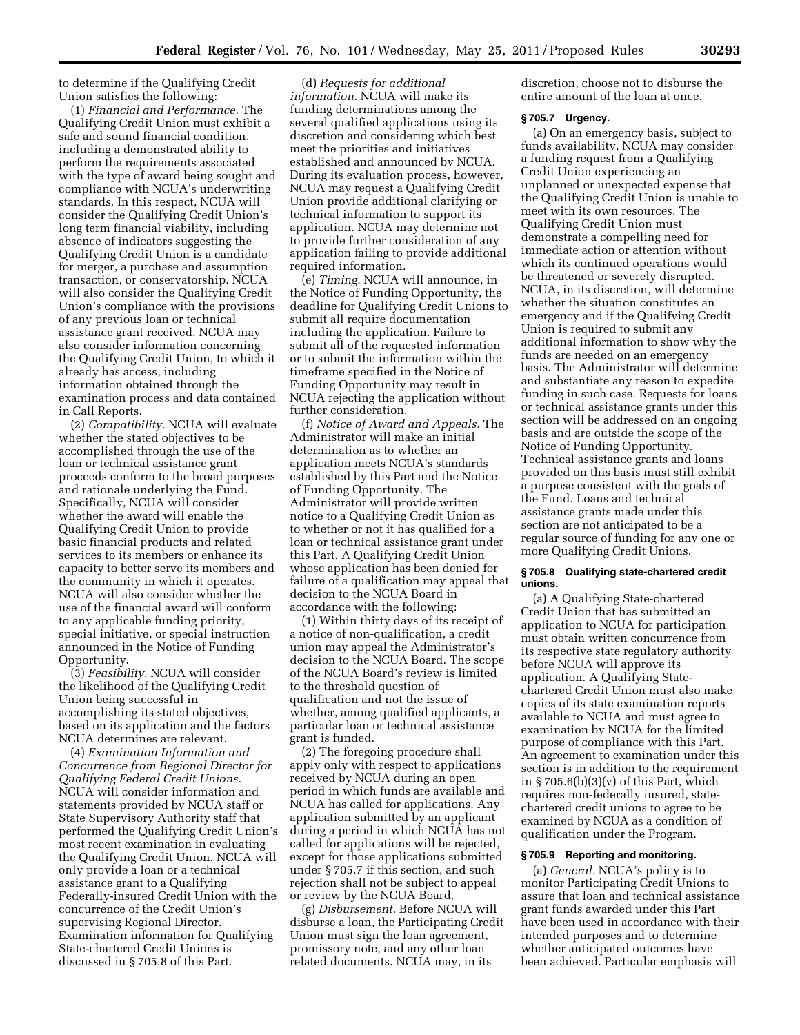to determine if the Qualifying Credit Union satisfies the following:

(1) *Financial and Performance.* The Qualifying Credit Union must exhibit a safe and sound financial condition, including a demonstrated ability to perform the requirements associated with the type of award being sought and compliance with NCUA's underwriting standards. In this respect, NCUA will consider the Qualifying Credit Union's long term financial viability, including absence of indicators suggesting the Qualifying Credit Union is a candidate for merger, a purchase and assumption transaction, or conservatorship. NCUA will also consider the Qualifying Credit Union's compliance with the provisions of any previous loan or technical assistance grant received. NCUA may also consider information concerning the Qualifying Credit Union, to which it already has access, including information obtained through the examination process and data contained in Call Reports.

(2) *Compatibility.* NCUA will evaluate whether the stated objectives to be accomplished through the use of the loan or technical assistance grant proceeds conform to the broad purposes and rationale underlying the Fund. Specifically, NCUA will consider whether the award will enable the Qualifying Credit Union to provide basic financial products and related services to its members or enhance its capacity to better serve its members and the community in which it operates. NCUA will also consider whether the use of the financial award will conform to any applicable funding priority, special initiative, or special instruction announced in the Notice of Funding Opportunity.

(3) *Feasibility.* NCUA will consider the likelihood of the Qualifying Credit Union being successful in accomplishing its stated objectives, based on its application and the factors NCUA determines are relevant.

(4) *Examination Information and Concurrence from Regional Director for Qualifying Federal Credit Unions.* NCUA will consider information and statements provided by NCUA staff or State Supervisory Authority staff that performed the Qualifying Credit Union's most recent examination in evaluating the Qualifying Credit Union. NCUA will only provide a loan or a technical assistance grant to a Qualifying Federally-insured Credit Union with the concurrence of the Credit Union's supervising Regional Director. Examination information for Qualifying State-chartered Credit Unions is discussed in § 705.8 of this Part.

(d) *Requests for additional information.* NCUA will make its funding determinations among the several qualified applications using its discretion and considering which best meet the priorities and initiatives established and announced by NCUA. During its evaluation process, however, NCUA may request a Qualifying Credit Union provide additional clarifying or technical information to support its application. NCUA may determine not to provide further consideration of any application failing to provide additional required information.

(e) *Timing.* NCUA will announce, in the Notice of Funding Opportunity, the deadline for Qualifying Credit Unions to submit all require documentation including the application. Failure to submit all of the requested information or to submit the information within the timeframe specified in the Notice of Funding Opportunity may result in NCUA rejecting the application without further consideration.

(f) *Notice of Award and Appeals.* The Administrator will make an initial determination as to whether an application meets NCUA's standards established by this Part and the Notice of Funding Opportunity. The Administrator will provide written notice to a Qualifying Credit Union as to whether or not it has qualified for a loan or technical assistance grant under this Part. A Qualifying Credit Union whose application has been denied for failure of a qualification may appeal that decision to the NCUA Board in accordance with the following:

(1) Within thirty days of its receipt of a notice of non-qualification, a credit union may appeal the Administrator's decision to the NCUA Board. The scope of the NCUA Board's review is limited to the threshold question of qualification and not the issue of whether, among qualified applicants, a particular loan or technical assistance grant is funded.

(2) The foregoing procedure shall apply only with respect to applications received by NCUA during an open period in which funds are available and NCUA has called for applications. Any application submitted by an applicant during a period in which NCUA has not called for applications will be rejected, except for those applications submitted under § 705.7 if this section, and such rejection shall not be subject to appeal or review by the NCUA Board.

(g) *Disbursement.* Before NCUA will disburse a loan, the Participating Credit Union must sign the loan agreement, promissory note, and any other loan related documents. NCUA may, in its discretion, choose not to disburse the entire amount of the loan at once.

### § 705.7 Urgency.

(a) On an emergency basis, subject to funds availability, NCUA may consider a funding request from a Qualifying Credit Union experiencing an unplanned or unexpected expense that the Qualifying Credit Union is unable to meet with its own resources. The Qualifying Credit Union must demonstrate a compelling need for immediate action or attention without which its continued operations would be threatened or severely disrupted. NCUA, in its discretion, will determine whether the situation constitutes an emergency and if the Qualifying Credit Union is required to submit any additional information to show why the funds are needed on an emergency basis. The Administrator will determine and substantiate any reason to expedite funding in such case. Requests for loans or technical assistance grants under this section will be addressed on an ongoing basis and are outside the scope of the Notice of Funding Opportunity. Technical assistance grants and loans provided on this basis must still exhibit a purpose consistent with the goals of the Fund. Loans and technical assistance grants made under this section are not anticipated to be a regular source of funding for any one or more Qualifying Credit Unions.

### § 705.8 Qualifying state-chartered credit unions.

(a) A Qualifying State-chartered Credit Union that has submitted an application to NCUA for participation must obtain written concurrence from its respective state regulatory authority before NCUA will approve its application. A Qualifying State-chartered Credit Union must also make copies of its state examination reports available to NCUA and must agree to examination by NCUA for the limited purpose of compliance with this Part. An agreement to examination under this section is in addition to the requirement in § 705.6(b)(3)(v) of this Part, which requires non-federally insured, state-chartered credit unions to agree to be examined by NCUA as a condition of qualification under the Program.

### § 705.9 Reporting and monitoring.

(a) *General.* NCUA's policy is to monitor Participating Credit Unions to assure that loan and technical assistance grant funds awarded under this Part have been used in accordance with their intended purposes and to determine whether anticipated outcomes have been achieved. Particular emphasis will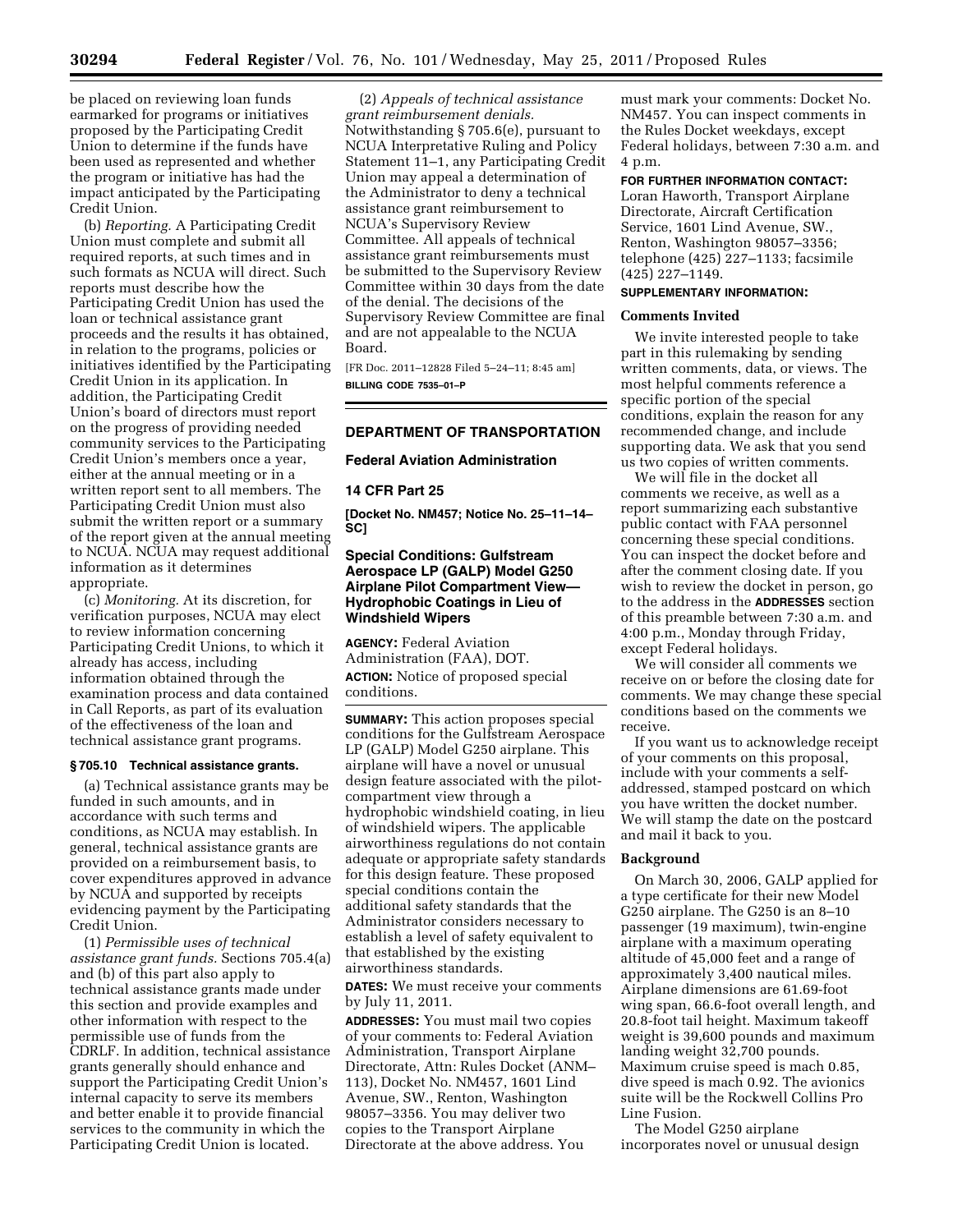be placed on reviewing loan funds earmarked for programs or initiatives proposed by the Participating Credit Union to determine if the funds have been used as represented and whether the program or initiative has had the impact anticipated by the Participating Credit Union.

(b) *Reporting.* A Participating Credit Union must complete and submit all required reports, at such times and in such formats as NCUA will direct. Such reports must describe how the Participating Credit Union has used the loan or technical assistance grant proceeds and the results it has obtained, in relation to the programs, policies or initiatives identified by the Participating Credit Union in its application. In addition, the Participating Credit Union's board of directors must report on the progress of providing needed community services to the Participating Credit Union's members once a year, either at the annual meeting or in a written report sent to all members. The Participating Credit Union must also submit the written report or a summary of the report given at the annual meeting to NCUA. NCUA may request additional information as it determines appropriate.

(c) *Monitoring.* At its discretion, for verification purposes, NCUA may elect to review information concerning Participating Credit Unions, to which it already has access, including information obtained through the examination process and data contained in Call Reports, as part of its evaluation of the effectiveness of the loan and technical assistance grant programs.

**§ 705.10 Technical assistance grants.**

(a) Technical assistance grants may be funded in such amounts, and in accordance with such terms and conditions, as NCUA may establish. In general, technical assistance grants are provided on a reimbursement basis, to cover expenditures approved in advance by NCUA and supported by receipts evidencing payment by the Participating Credit Union.

(1) *Permissible uses of technical assistance grant funds.* Sections 705.4(a) and (b) of this part also apply to technical assistance grants made under this section and provide examples and other information with respect to the permissible use of funds from the CDRLF. In addition, technical assistance grants generally should enhance and support the Participating Credit Union's internal capacity to serve its members and better enable it to provide financial services to the community in which the Participating Credit Union is located.

(2) *Appeals of technical assistance grant reimbursement denials.* Notwithstanding § 705.6(e), pursuant to NCUA Interpretative Ruling and Policy Statement 11–1, any Participating Credit Union may appeal a determination of the Administrator to deny a technical assistance grant reimbursement to NCUA's Supervisory Review Committee. All appeals of technical assistance grant reimbursements must be submitted to the Supervisory Review Committee within 30 days from the date of the denial. The decisions of the Supervisory Review Committee are final and are not appealable to the NCUA Board.

[FR Doc. 2011–12828 Filed 5–24–11; 8:45 am]

**BILLING CODE 7535–01–P**

---

## DEPARTMENT OF TRANSPORTATION

### Federal Aviation Administration

### 14 CFR Part 25

**[Docket No. NM457; Notice No. 25–11–14–SC]**

### Special Conditions: Gulfstream Aerospace LP (GALP) Model G250 Airplane Pilot Compartment View—Hydrophobic Coatings in Lieu of Windshield Wipers

**AGENCY:** Federal Aviation Administration (FAA), DOT.

**ACTION:** Notice of proposed special conditions.

**SUMMARY:** This action proposes special conditions for the Gulfstream Aerospace LP (GALP) Model G250 airplane. This airplane will have a novel or unusual design feature associated with the pilot-compartment view through a hydrophobic windshield coating, in lieu of windshield wipers. The applicable airworthiness regulations do not contain adequate or appropriate safety standards for this design feature. These proposed special conditions contain the additional safety standards that the Administrator considers necessary to establish a level of safety equivalent to that established by the existing airworthiness standards.

**DATES:** We must receive your comments by July 11, 2011.

**ADDRESSES:** You must mail two copies of your comments to: Federal Aviation Administration, Transport Airplane Directorate, Attn: Rules Docket (ANM–113), Docket No. NM457, 1601 Lind Avenue, SW., Renton, Washington 98057–3356. You may deliver two copies to the Transport Airplane Directorate at the above address. You must mark your comments: Docket No. NM457. You can inspect comments in the Rules Docket weekdays, except Federal holidays, between 7:30 a.m. and 4 p.m.

**FOR FURTHER INFORMATION CONTACT:** Loran Haworth, Transport Airplane Directorate, Aircraft Certification Service, 1601 Lind Avenue, SW., Renton, Washington 98057–3356; telephone (425) 227–1133; facsimile (425) 227–1149.

**SUPPLEMENTARY INFORMATION:**

**Comments Invited**

We invite interested people to take part in this rulemaking by sending written comments, data, or views. The most helpful comments reference a specific portion of the special conditions, explain the reason for any recommended change, and include supporting data. We ask that you send us two copies of written comments.

We will file in the docket all comments we receive, as well as a report summarizing each substantive public contact with FAA personnel concerning these special conditions. You can inspect the docket before and after the comment closing date. If you wish to review the docket in person, go to the address in the **ADDRESSES** section of this preamble between 7:30 a.m. and 4:00 p.m., Monday through Friday, except Federal holidays.

We will consider all comments we receive on or before the closing date for comments. We may change these special conditions based on the comments we receive.

If you want us to acknowledge receipt of your comments on this proposal, include with your comments a self-addressed, stamped postcard on which you have written the docket number. We will stamp the date on the postcard and mail it back to you.

**Background**

On March 30, 2006, GALP applied for a type certificate for their new Model G250 airplane. The G250 is an 8–10 passenger (19 maximum), twin-engine airplane with a maximum operating altitude of 45,000 feet and a range of approximately 3,400 nautical miles. Airplane dimensions are 61.69-foot wing span, 66.6-foot overall length, and 20.8-foot tail height. Maximum takeoff weight is 39,600 pounds and maximum landing weight 32,700 pounds. Maximum cruise speed is mach 0.85, dive speed is mach 0.92. The avionics suite will be the Rockwell Collins Pro Line Fusion.

The Model G250 airplane incorporates novel or unusual design